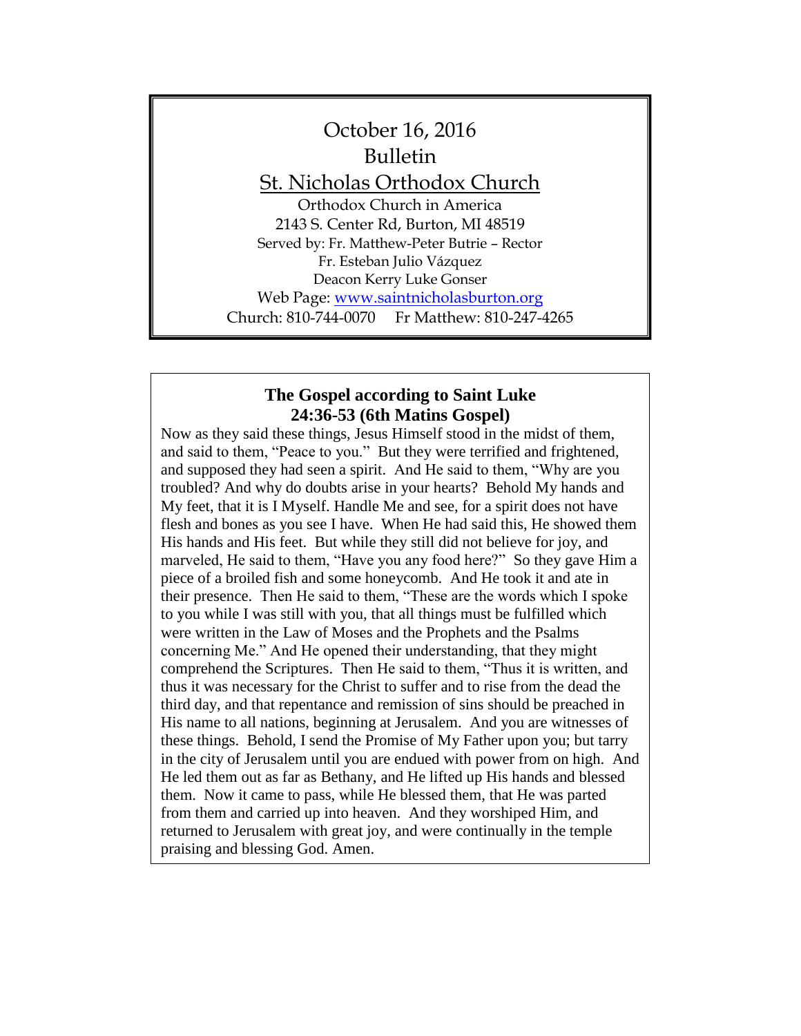# October 16, 2016
# Bulletin

## St. Nicholas Orthodox Church

Orthodox Church in America
2143 S. Center Rd, Burton, MI 48519
Served by: Fr. Matthew-Peter Butrie – Rector
Fr. Esteban Julio Vázquez
Deacon Kerry Luke Gonser
Web Page: www.saintnicholasburton.org
Church: 810-744-0070   Fr Matthew: 810-247-4265

### The Gospel according to Saint Luke 24:36-53 (6th Matins Gospel)

Now as they said these things, Jesus Himself stood in the midst of them, and said to them, "Peace to you." But they were terrified and frightened, and supposed they had seen a spirit. And He said to them, "Why are you troubled? And why do doubts arise in your hearts? Behold My hands and My feet, that it is I Myself. Handle Me and see, for a spirit does not have flesh and bones as you see I have. When He had said this, He showed them His hands and His feet. But while they still did not believe for joy, and marveled, He said to them, "Have you any food here?" So they gave Him a piece of a broiled fish and some honeycomb. And He took it and ate in their presence. Then He said to them, "These are the words which I spoke to you while I was still with you, that all things must be fulfilled which were written in the Law of Moses and the Prophets and the Psalms concerning Me." And He opened their understanding, that they might comprehend the Scriptures. Then He said to them, "Thus it is written, and thus it was necessary for the Christ to suffer and to rise from the dead the third day, and that repentance and remission of sins should be preached in His name to all nations, beginning at Jerusalem. And you are witnesses of these things. Behold, I send the Promise of My Father upon you; but tarry in the city of Jerusalem until you are endued with power from on high. And He led them out as far as Bethany, and He lifted up His hands and blessed them. Now it came to pass, while He blessed them, that He was parted from them and carried up into heaven. And they worshiped Him, and returned to Jerusalem with great joy, and were continually in the temple praising and blessing God. Amen.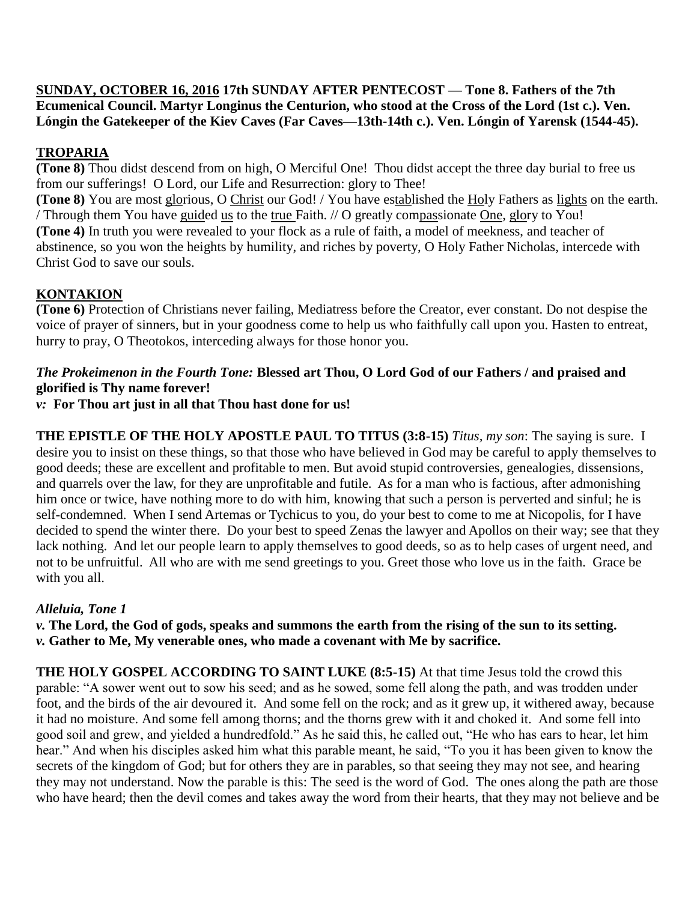**SUNDAY, OCTOBER 16, 2016 17th SUNDAY AFTER PENTECOST — Tone 8. Fathers of the 7th Ecumenical Council. Martyr Longinus the Centurion, who stood at the Cross of the Lord (1st c.). Ven. Lóngin the Gatekeeper of the Kiev Caves (Far Caves—13th-14th c.). Ven. Lóngin of Yarensk (1544-45).**

## TROPARIA

**(Tone 8)** Thou didst descend from on high, O Merciful One! Thou didst accept the three day burial to free us from our sufferings! O Lord, our Life and Resurrection: glory to Thee!

**(Tone 8)** You are most glorious, O Christ our God! / You have established the Holy Fathers as lights on the earth. / Through them You have guided us to the true Faith. // O greatly compassionate One, glory to You!

**(Tone 4)** In truth you were revealed to your flock as a rule of faith, a model of meekness, and teacher of abstinence, so you won the heights by humility, and riches by poverty, O Holy Father Nicholas, intercede with Christ God to save our souls.

## KONTAKION

**(Tone 6)** Protection of Christians never failing, Mediatress before the Creator, ever constant. Do not despise the voice of prayer of sinners, but in your goodness come to help us who faithfully call upon you. Hasten to entreat, hurry to pray, O Theotokos, interceding always for those honor you.

***The Prokeimenon in the Fourth Tone:*** **Blessed art Thou, O Lord God of our Fathers / and praised and glorified is Thy name forever!**

***v:*** **For Thou art just in all that Thou hast done for us!**

**THE EPISTLE OF THE HOLY APOSTLE PAUL TO TITUS (3:8-15)** *Titus, my son*: The saying is sure. I desire you to insist on these things, so that those who have believed in God may be careful to apply themselves to good deeds; these are excellent and profitable to men. But avoid stupid controversies, genealogies, dissensions, and quarrels over the law, for they are unprofitable and futile. As for a man who is factious, after admonishing him once or twice, have nothing more to do with him, knowing that such a person is perverted and sinful; he is self-condemned. When I send Artemas or Tychicus to you, do your best to come to me at Nicopolis, for I have decided to spend the winter there. Do your best to speed Zenas the lawyer and Apollos on their way; see that they lack nothing. And let our people learn to apply themselves to good deeds, so as to help cases of urgent need, and not to be unfruitful. All who are with me send greetings to you. Greet those who love us in the faith. Grace be with you all.

***Alleluia, Tone 1***

***v.*** **The Lord, the God of gods, speaks and summons the earth from the rising of the sun to its setting.**

***v.*** **Gather to Me, My venerable ones, who made a covenant with Me by sacrifice.**

**THE HOLY GOSPEL ACCORDING TO SAINT LUKE (8:5-15)** At that time Jesus told the crowd this parable: "A sower went out to sow his seed; and as he sowed, some fell along the path, and was trodden under foot, and the birds of the air devoured it. And some fell on the rock; and as it grew up, it withered away, because it had no moisture. And some fell among thorns; and the thorns grew with it and choked it. And some fell into good soil and grew, and yielded a hundredfold." As he said this, he called out, "He who has ears to hear, let him hear." And when his disciples asked him what this parable meant, he said, "To you it has been given to know the secrets of the kingdom of God; but for others they are in parables, so that seeing they may not see, and hearing they may not understand. Now the parable is this: The seed is the word of God. The ones along the path are those who have heard; then the devil comes and takes away the word from their hearts, that they may not believe and be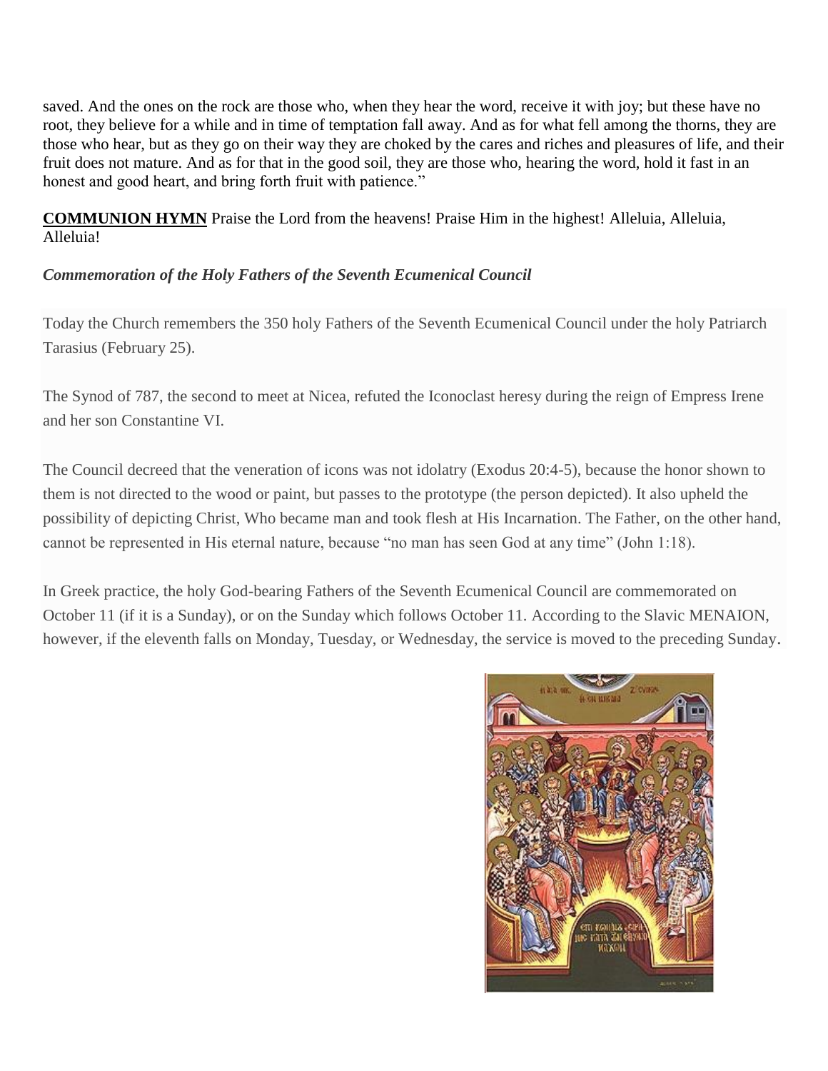saved. And the ones on the rock are those who, when they hear the word, receive it with joy; but these have no root, they believe for a while and in time of temptation fall away. And as for what fell among the thorns, they are those who hear, but as they go on their way they are choked by the cares and riches and pleasures of life, and their fruit does not mature. And as for that in the good soil, they are those who, hearing the word, hold it fast in an honest and good heart, and bring forth fruit with patience."

**COMMUNION HYMN** Praise the Lord from the heavens! Praise Him in the highest! Alleluia, Alleluia, Alleluia!

***Commemoration of the Holy Fathers of the Seventh Ecumenical Council***

Today the Church remembers the 350 holy Fathers of the Seventh Ecumenical Council under the holy Patriarch Tarasius (February 25).

The Synod of 787, the second to meet at Nicea, refuted the Iconoclast heresy during the reign of Empress Irene and her son Constantine VI.

The Council decreed that the veneration of icons was not idolatry (Exodus 20:4-5), because the honor shown to them is not directed to the wood or paint, but passes to the prototype (the person depicted). It also upheld the possibility of depicting Christ, Who became man and took flesh at His Incarnation. The Father, on the other hand, cannot be represented in His eternal nature, because "no man has seen God at any time" (John 1:18).

In Greek practice, the holy God-bearing Fathers of the Seventh Ecumenical Council are commemorated on October 11 (if it is a Sunday), or on the Sunday which follows October 11. According to the Slavic MENAION, however, if the eleventh falls on Monday, Tuesday, or Wednesday, the service is moved to the preceding Sunday.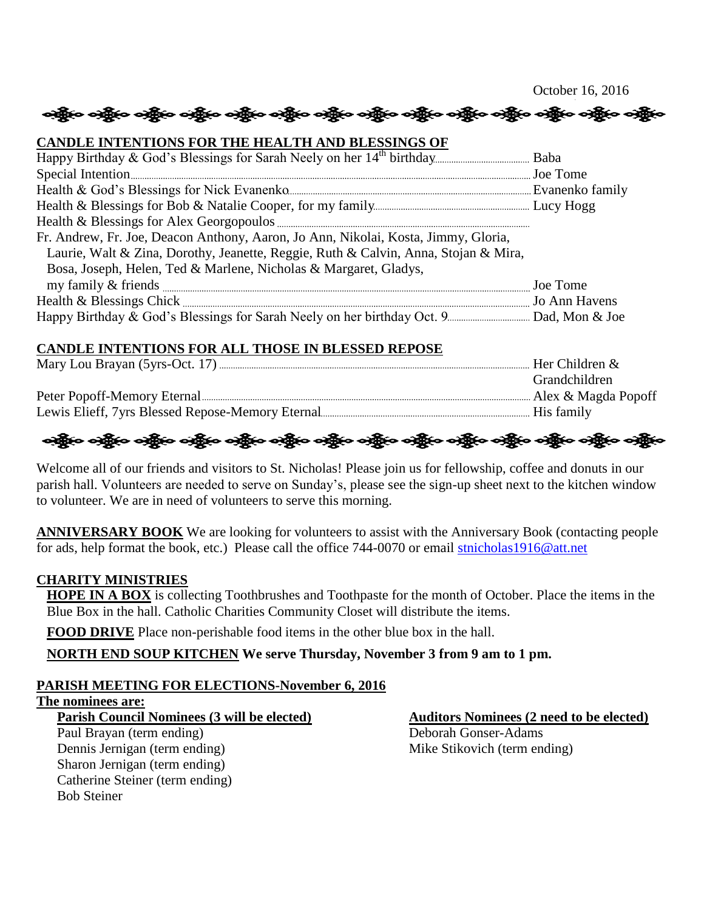October 16, 2016

## CANDLE INTENTIONS FOR THE HEALTH AND BLESSINGS OF

| | |
|---|---|
| Happy Birthday & God's Blessings for Sarah Neely on her 14th birthday | Baba |
| Special Intention | Joe Tome |
| Health & God's Blessings for Nick Evanenko | Evanenko family |
| Health & Blessings for Bob & Natalie Cooper, for my family | Lucy Hogg |
| Health & Blessings for Alex Georgopoulos | |
| Fr. Andrew, Fr. Joe, Deacon Anthony, Aaron, Jo Ann, Nikolai, Kosta, Jimmy, Gloria, Laurie, Walt & Zina, Dorothy, Jeanette, Reggie, Ruth & Calvin, Anna, Stojan & Mira, Bosa, Joseph, Helen, Ted & Marlene, Nicholas & Margaret, Gladys, my family & friends | Joe Tome |
| Health & Blessings Chick | Jo Ann Havens |
| Happy Birthday & God's Blessings for Sarah Neely on her birthday Oct. 9 | Dad, Mon & Joe |

## CANDLE INTENTIONS FOR ALL THOSE IN BLESSED REPOSE

| | |
|---|---|
| Mary Lou Brayan (5yrs-Oct. 17) | Her Children & Grandchildren |
| Peter Popoff-Memory Eternal | Alex & Magda Popoff |
| Lewis Elieff, 7yrs Blessed Repose-Memory Eternal | His family |

Welcome all of our friends and visitors to St. Nicholas! Please join us for fellowship, coffee and donuts in our parish hall. Volunteers are needed to serve on Sunday's, please see the sign-up sheet next to the kitchen window to volunteer. We are in need of volunteers to serve this morning.

**ANNIVERSARY BOOK** We are looking for volunteers to assist with the Anniversary Book (contacting people for ads, help format the book, etc.) Please call the office 744-0070 or email stnicholas1916@att.net

## CHARITY MINISTRIES

**HOPE IN A BOX** is collecting Toothbrushes and Toothpaste for the month of October. Place the items in the Blue Box in the hall. Catholic Charities Community Closet will distribute the items.

**FOOD DRIVE** Place non-perishable food items in the other blue box in the hall.

**NORTH END SOUP KITCHEN We serve Thursday, November 3 from 9 am to 1 pm.**

## PARISH MEETING FOR ELECTIONS-November 6, 2016

**The nominees are:**

**Parish Council Nominees (3 will be elected)**

- Paul Brayan (term ending)
- Dennis Jernigan (term ending)
- Sharon Jernigan (term ending)
- Catherine Steiner (term ending)
- Bob Steiner

**Auditors Nominees (2 need to be elected)**

- Deborah Gonser-Adams
- Mike Stikovich (term ending)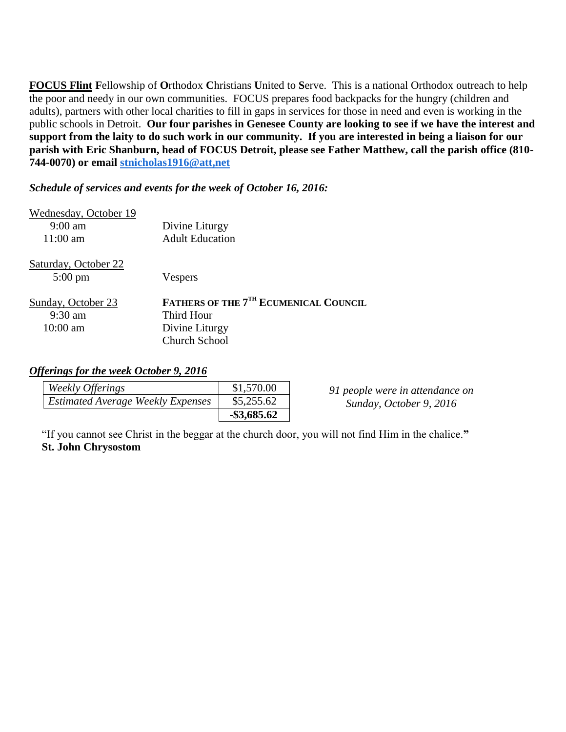**<u>FOCUS Flint</u> F**ellowship of **O**rthodox **C**hristians **U**nited to **S**erve. This is a national Orthodox outreach to help the poor and needy in our own communities. FOCUS prepares food backpacks for the hungry (children and adults), partners with other local charities to fill in gaps in services for those in need and even is working in the public schools in Detroit. **Our four parishes in Genesee County are looking to see if we have the interest and support from the laity to do such work in our community. If you are interested in being a liaison for our parish with Eric Shanburn, head of FOCUS Detroit, please see Father Matthew, call the parish office (810-744-0070) or email stnicholas1916@att,net**

***Schedule of services and events for the week of October 16, 2016:***

<u>Wednesday, October 19</u>
9:00 am — Divine Liturgy
11:00 am — Adult Education

<u>Saturday, October 22</u>
5:00 pm — Vespers

<u>Sunday, October 23</u> — **FATHERS OF THE 7TH ECUMENICAL COUNCIL**
9:30 am — Third Hour
10:00 am — Divine Liturgy
Church School

***<u>Offerings for the week October 9, 2016</u>***

| | |
|---|---|
| *Weekly Offerings* | $1,570.00 |
| *Estimated Average Weekly Expenses* | $5,255.62 |
| | **-$3,685.62** |

*91 people were in attendance on Sunday, October 9, 2016*

"If you cannot see Christ in the beggar at the church door, you will not find Him in the chalice."
**St. John Chrysostom**